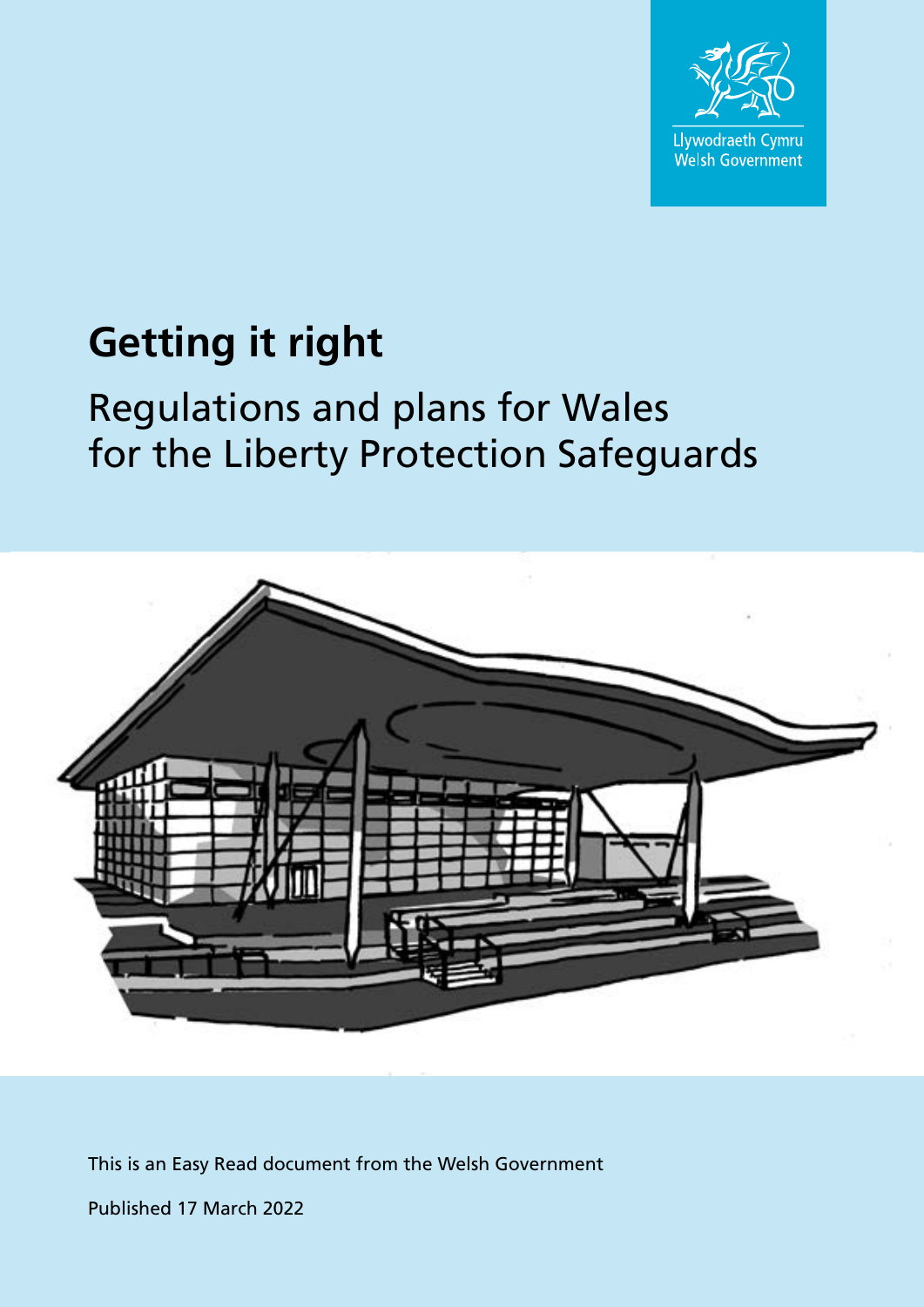Llywodraeth Cymru
Welsh Government

# Getting it right

## Regulations and plans for Wales for the Liberty Protection Safeguards

This is an Easy Read document from the Welsh Government

Published 17 March 2022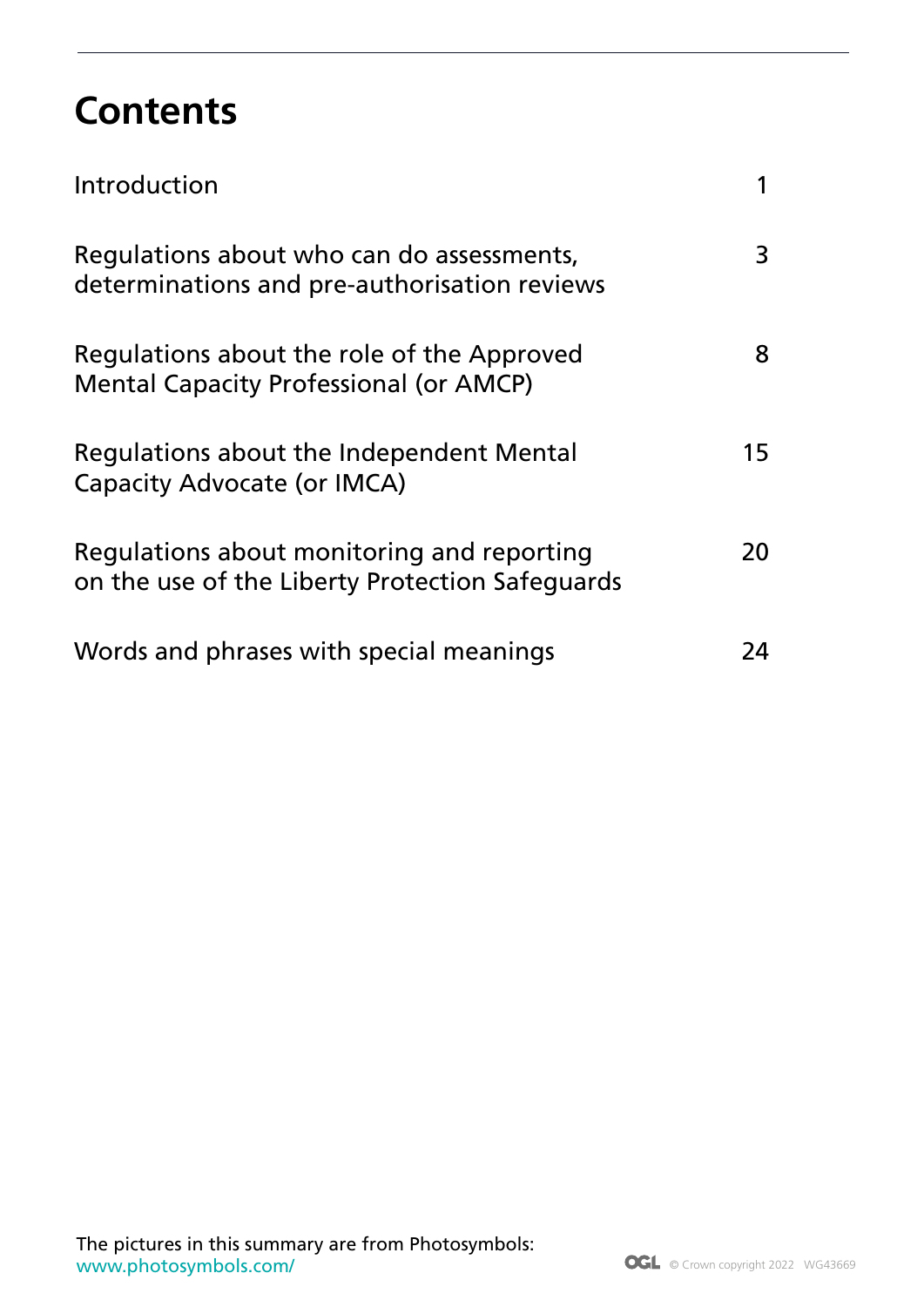# Contents

| | |
|---|---|
| Introduction | 1 |
| Regulations about who can do assessments, determinations and pre-authorisation reviews | 3 |
| Regulations about the role of the Approved Mental Capacity Professional (or AMCP) | 8 |
| Regulations about the Independent Mental Capacity Advocate (or IMCA) | 15 |
| Regulations about monitoring and reporting on the use of the Liberty Protection Safeguards | 20 |
| Words and phrases with special meanings | 24 |

The pictures in this summary are from Photosymbols: www.photosymbols.com/

© Crown copyright 2022 WG43669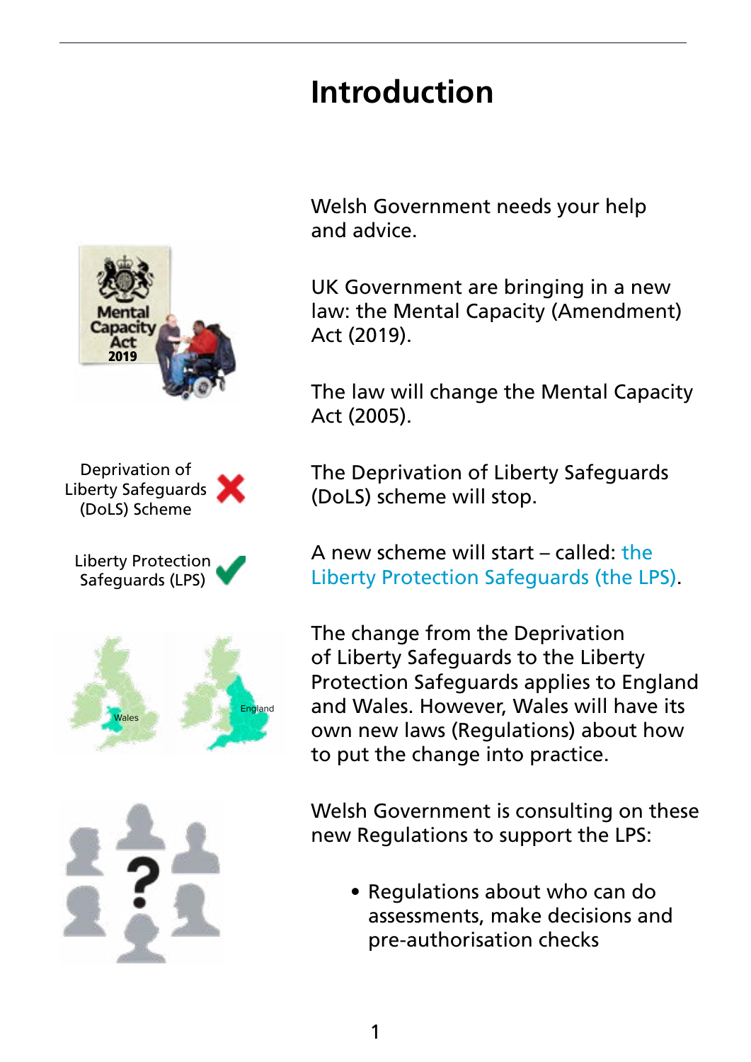# Introduction

Welsh Government needs your help and advice.

UK Government are bringing in a new law: the Mental Capacity (Amendment) Act (2019).

The law will change the Mental Capacity Act (2005).

Deprivation of Liberty Safeguards (DoLS) Scheme

The Deprivation of Liberty Safeguards (DoLS) scheme will stop.

Liberty Protection Safeguards (LPS)

A new scheme will start – called: the Liberty Protection Safeguards (the LPS).

The change from the Deprivation of Liberty Safeguards to the Liberty Protection Safeguards applies to England and Wales. However, Wales will have its own new laws (Regulations) about how to put the change into practice.

Welsh Government is consulting on these new Regulations to support the LPS:

- Regulations about who can do assessments, make decisions and pre-authorisation checks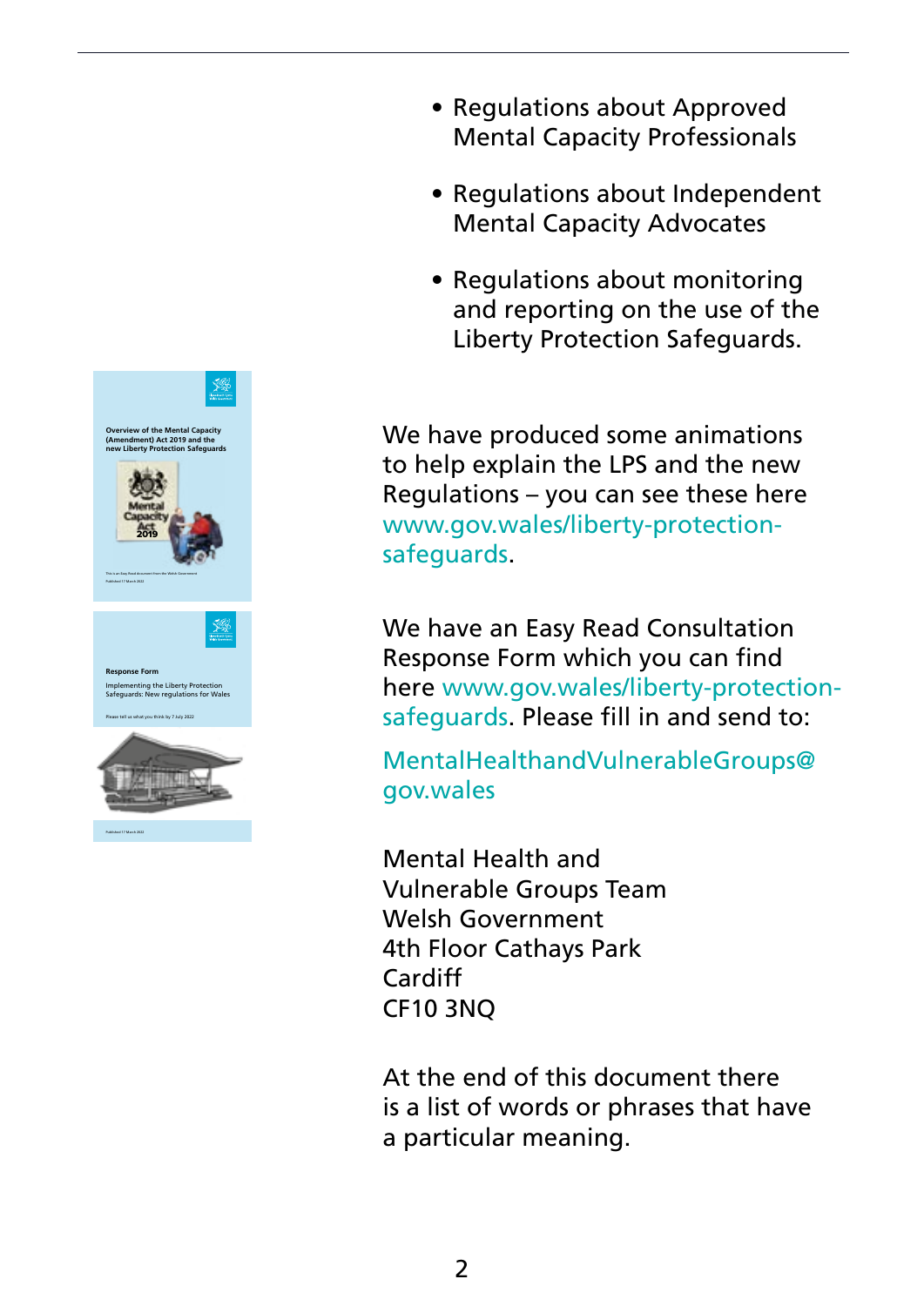- Regulations about Approved Mental Capacity Professionals
- Regulations about Independent Mental Capacity Advocates
- Regulations about monitoring and reporting on the use of the Liberty Protection Safeguards.

We have produced some animations to help explain the LPS and the new Regulations – you can see these here www.gov.wales/liberty-protection-safeguards.

We have an Easy Read Consultation Response Form which you can find here www.gov.wales/liberty-protection-safeguards. Please fill in and send to:

MentalHealthandVulnerableGroups@gov.wales

Mental Health and
Vulnerable Groups Team
Welsh Government
4th Floor Cathays Park
Cardiff
CF10 3NQ

At the end of this document there is a list of words or phrases that have a particular meaning.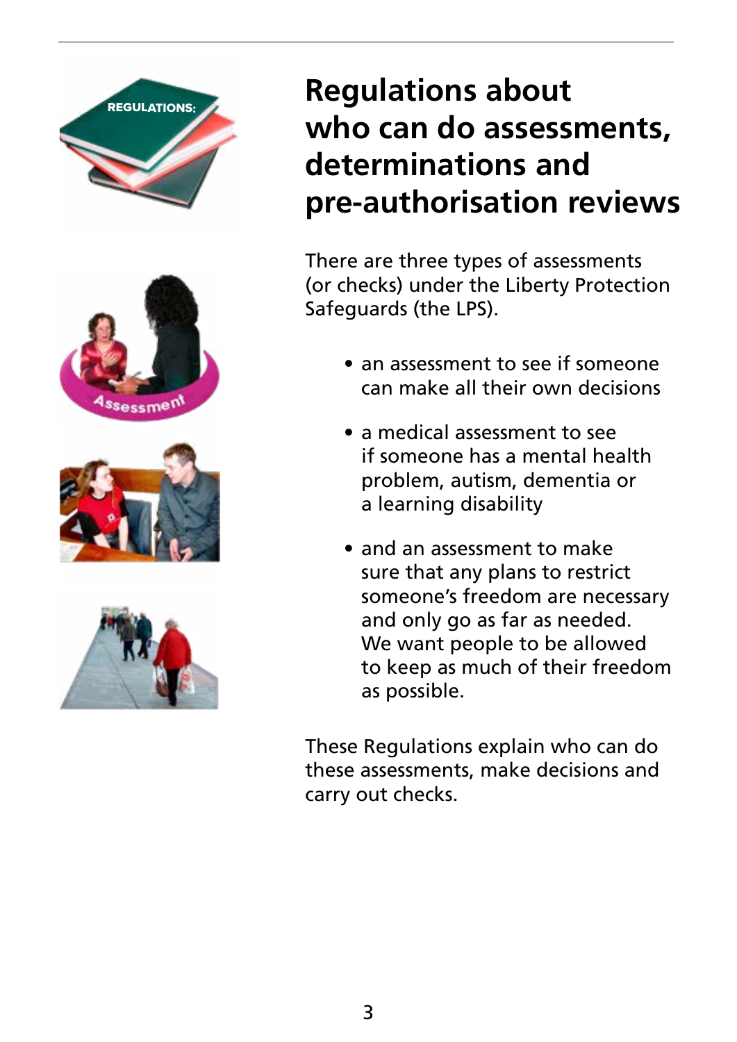# Regulations about who can do assessments, determinations and pre-authorisation reviews

There are three types of assessments (or checks) under the Liberty Protection Safeguards (the LPS).

- an assessment to see if someone can make all their own decisions
- a medical assessment to see if someone has a mental health problem, autism, dementia or a learning disability
- and an assessment to make sure that any plans to restrict someone's freedom are necessary and only go as far as needed. We want people to be allowed to keep as much of their freedom as possible.

These Regulations explain who can do these assessments, make decisions and carry out checks.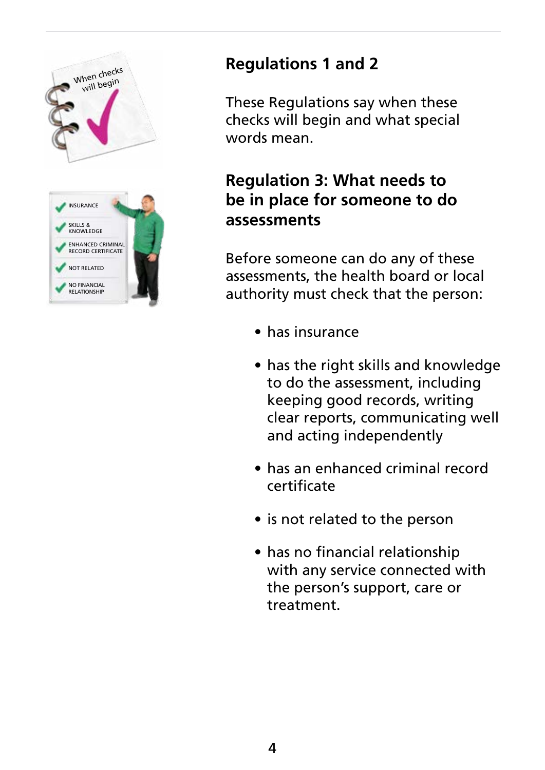## Regulations 1 and 2

These Regulations say when these checks will begin and what special words mean.

## Regulation 3: What needs to be in place for someone to do assessments

Before someone can do any of these assessments, the health board or local authority must check that the person:

- has insurance
- has the right skills and knowledge to do the assessment, including keeping good records, writing clear reports, communicating well and acting independently
- has an enhanced criminal record certificate
- is not related to the person
- has no financial relationship with any service connected with the person's support, care or treatment.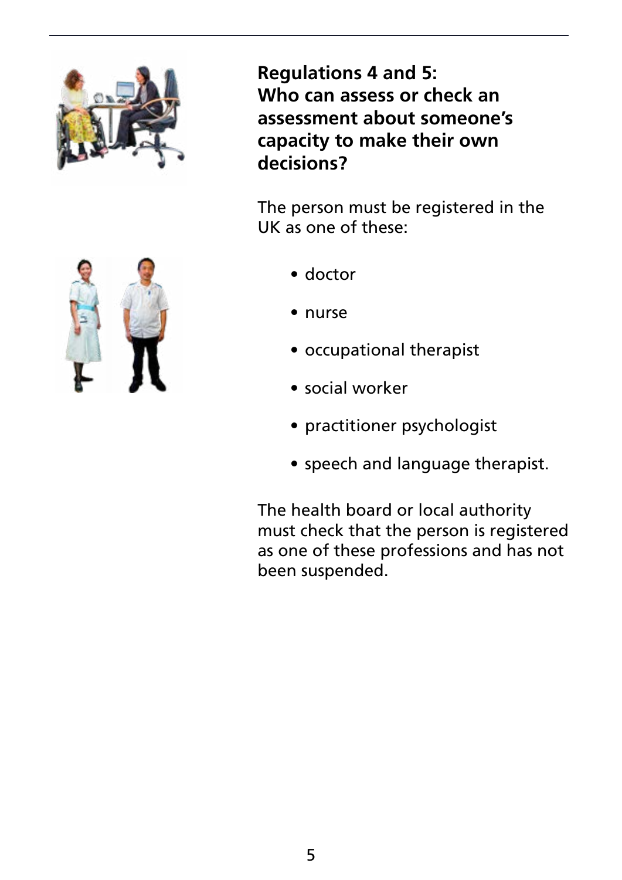## Regulations 4 and 5: Who can assess or check an assessment about someone's capacity to make their own decisions?

The person must be registered in the UK as one of these:

- doctor
- nurse
- occupational therapist
- social worker
- practitioner psychologist
- speech and language therapist.

The health board or local authority must check that the person is registered as one of these professions and has not been suspended.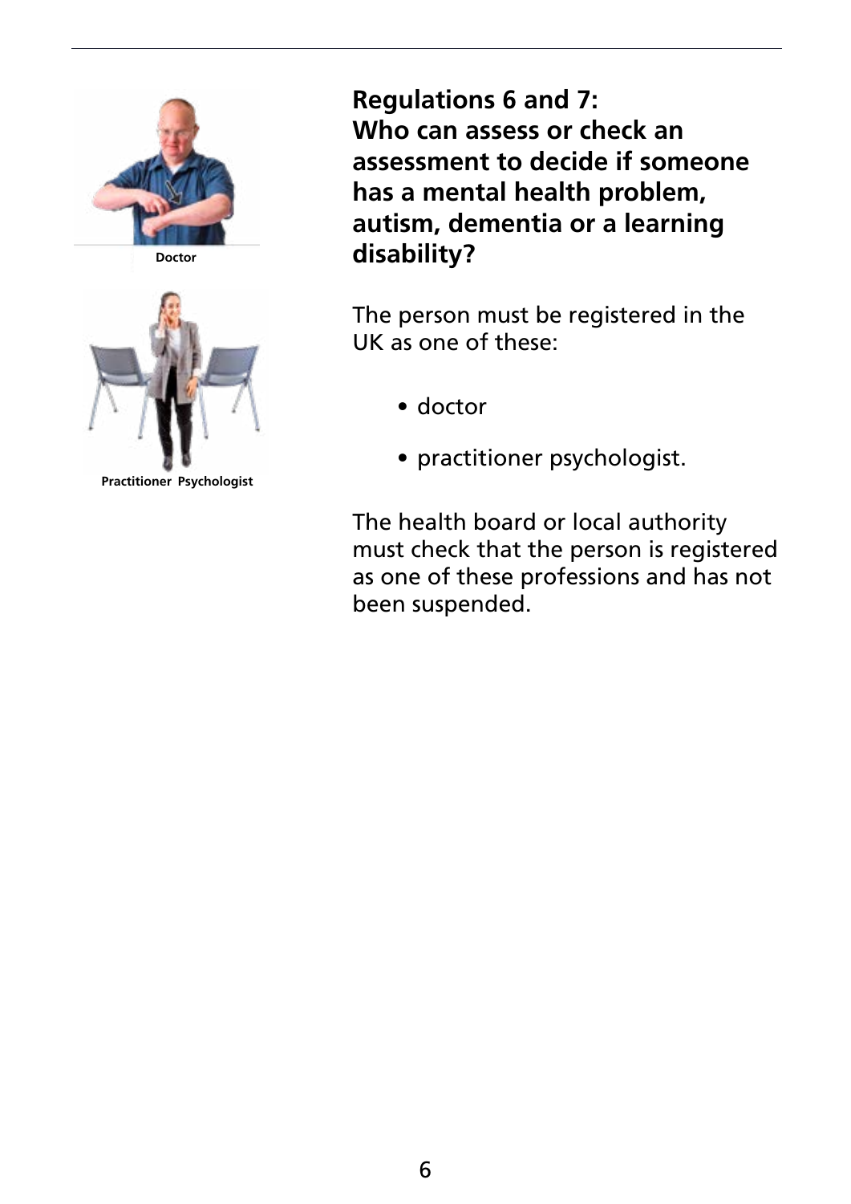Doctor

Practitioner Psychologist

## Regulations 6 and 7: Who can assess or check an assessment to decide if someone has a mental health problem, autism, dementia or a learning disability?

The person must be registered in the UK as one of these:

- doctor
- practitioner psychologist.

The health board or local authority must check that the person is registered as one of these professions and has not been suspended.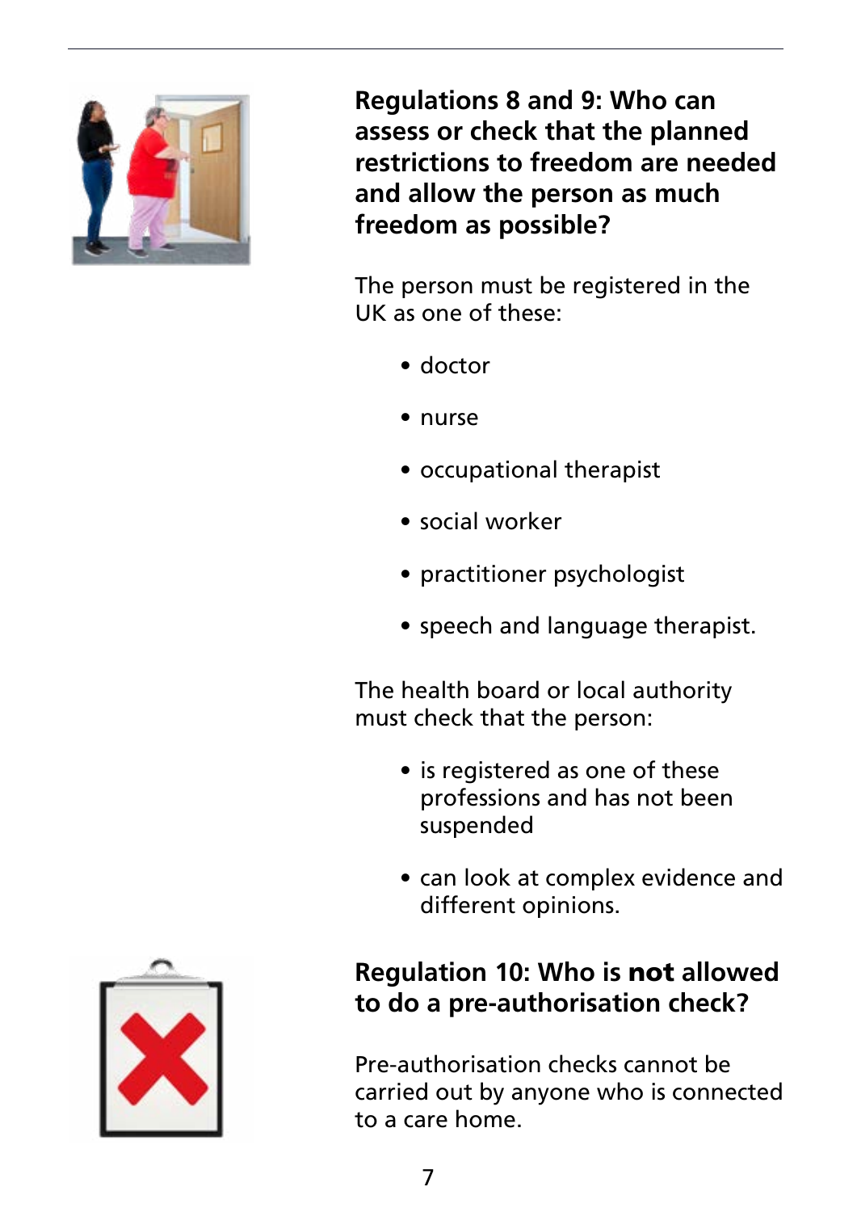## Regulations 8 and 9: Who can assess or check that the planned restrictions to freedom are needed and allow the person as much freedom as possible?

The person must be registered in the UK as one of these:

- doctor
- nurse
- occupational therapist
- social worker
- practitioner psychologist
- speech and language therapist.

The health board or local authority must check that the person:

- is registered as one of these professions and has not been suspended
- can look at complex evidence and different opinions.

## Regulation 10: Who is **not** allowed to do a pre-authorisation check?

Pre-authorisation checks cannot be carried out by anyone who is connected to a care home.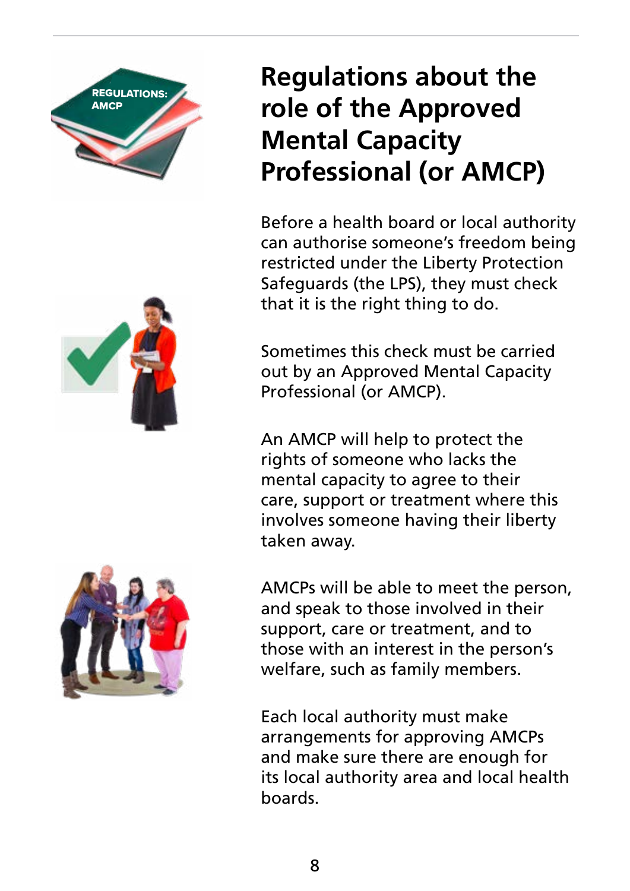# Regulations about the role of the Approved Mental Capacity Professional (or AMCP)

Before a health board or local authority can authorise someone's freedom being restricted under the Liberty Protection Safeguards (the LPS), they must check that it is the right thing to do.

Sometimes this check must be carried out by an Approved Mental Capacity Professional (or AMCP).

An AMCP will help to protect the rights of someone who lacks the mental capacity to agree to their care, support or treatment where this involves someone having their liberty taken away.

AMCPs will be able to meet the person, and speak to those involved in their support, care or treatment, and to those with an interest in the person's welfare, such as family members.

Each local authority must make arrangements for approving AMCPs and make sure there are enough for its local authority area and local health boards.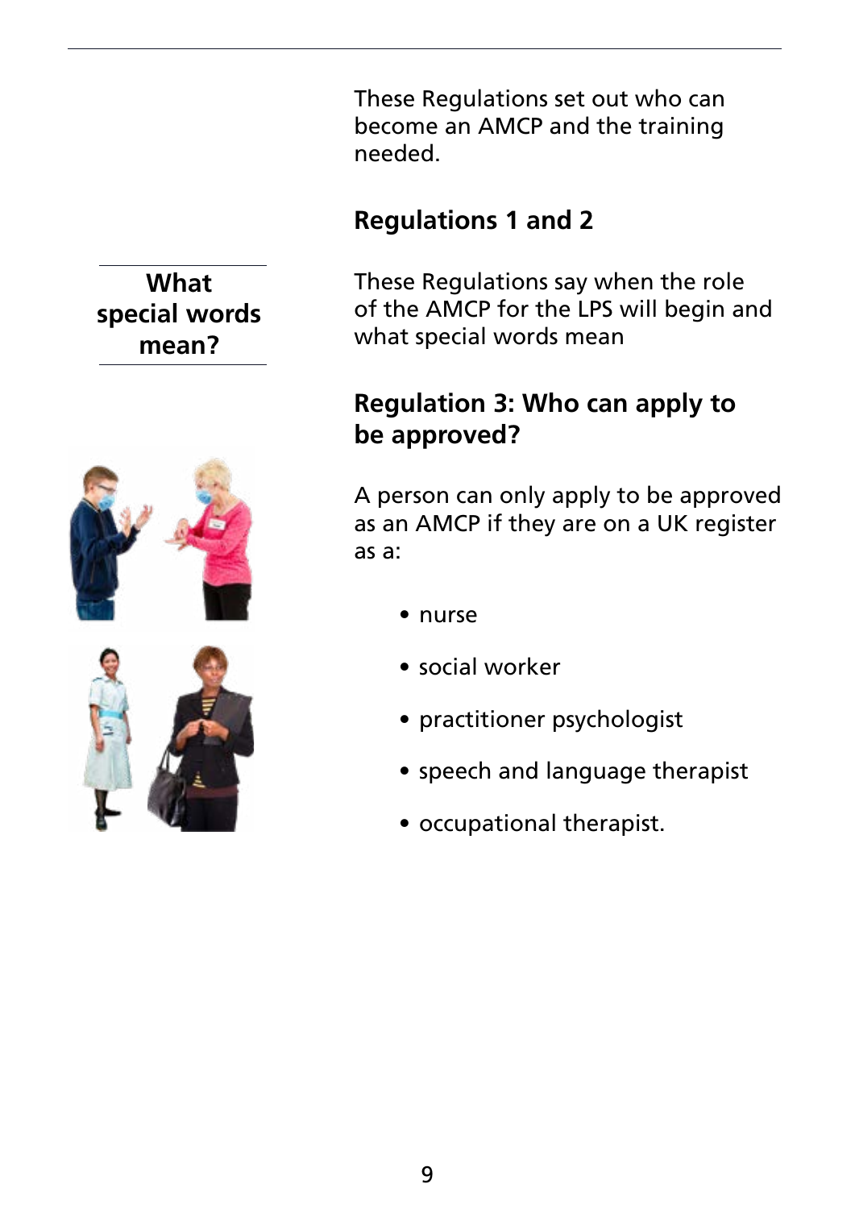These Regulations set out who can become an AMCP and the training needed.

## Regulations 1 and 2

**What special words mean?**

These Regulations say when the role of the AMCP for the LPS will begin and what special words mean

## Regulation 3: Who can apply to be approved?

A person can only apply to be approved as an AMCP if they are on a UK register as a:

- nurse
- social worker
- practitioner psychologist
- speech and language therapist
- occupational therapist.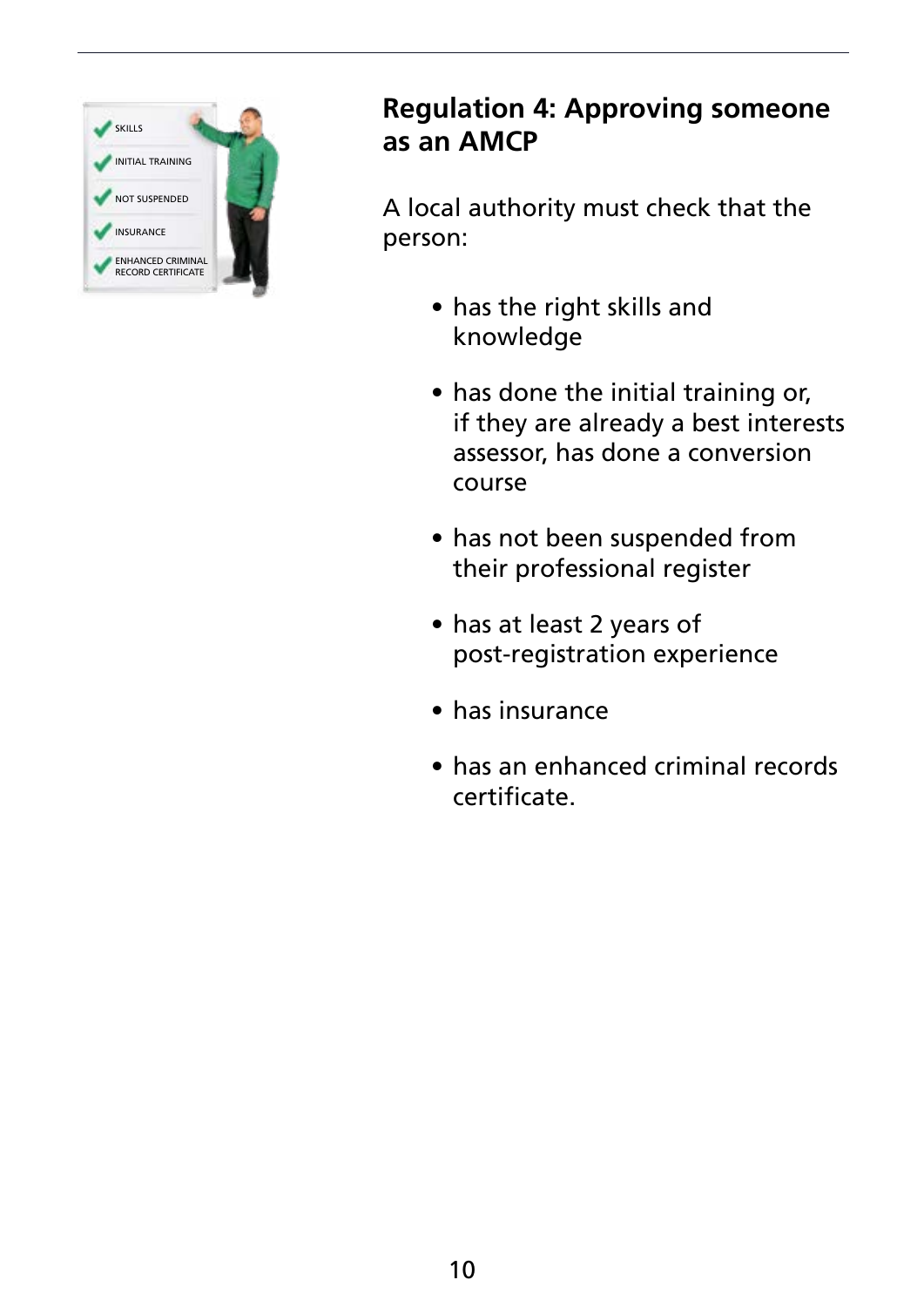## Regulation 4: Approving someone as an AMCP

A local authority must check that the person:

- has the right skills and knowledge
- has done the initial training or, if they are already a best interests assessor, has done a conversion course
- has not been suspended from their professional register
- has at least 2 years of post-registration experience
- has insurance
- has an enhanced criminal records certificate.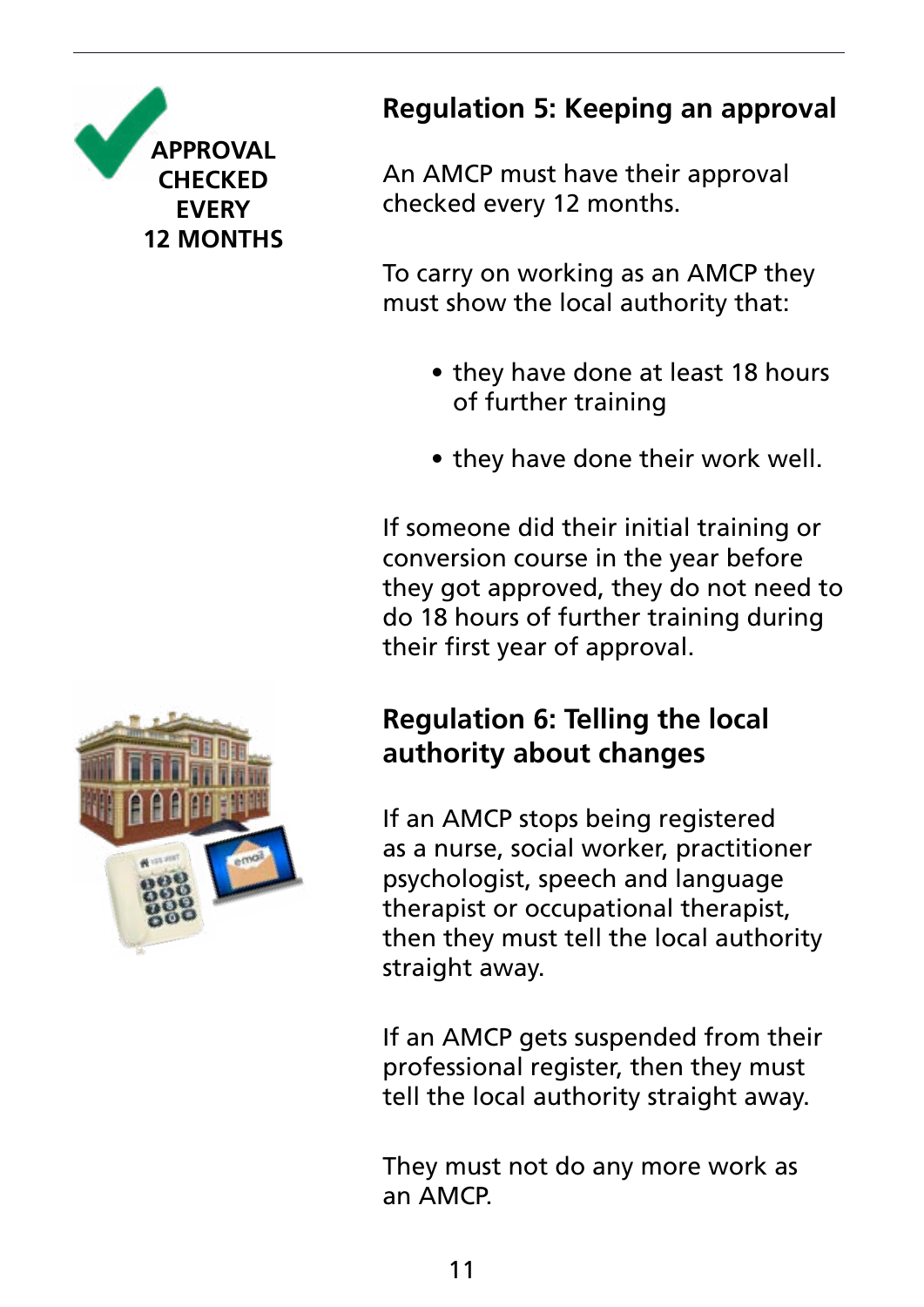APPROVAL CHECKED EVERY 12 MONTHS

## Regulation 5: Keeping an approval

An AMCP must have their approval checked every 12 months.

To carry on working as an AMCP they must show the local authority that:

- they have done at least 18 hours of further training
- they have done their work well.

If someone did their initial training or conversion course in the year before they got approved, they do not need to do 18 hours of further training during their first year of approval.

## Regulation 6: Telling the local authority about changes

If an AMCP stops being registered as a nurse, social worker, practitioner psychologist, speech and language therapist or occupational therapist, then they must tell the local authority straight away.

If an AMCP gets suspended from their professional register, then they must tell the local authority straight away.

They must not do any more work as an AMCP.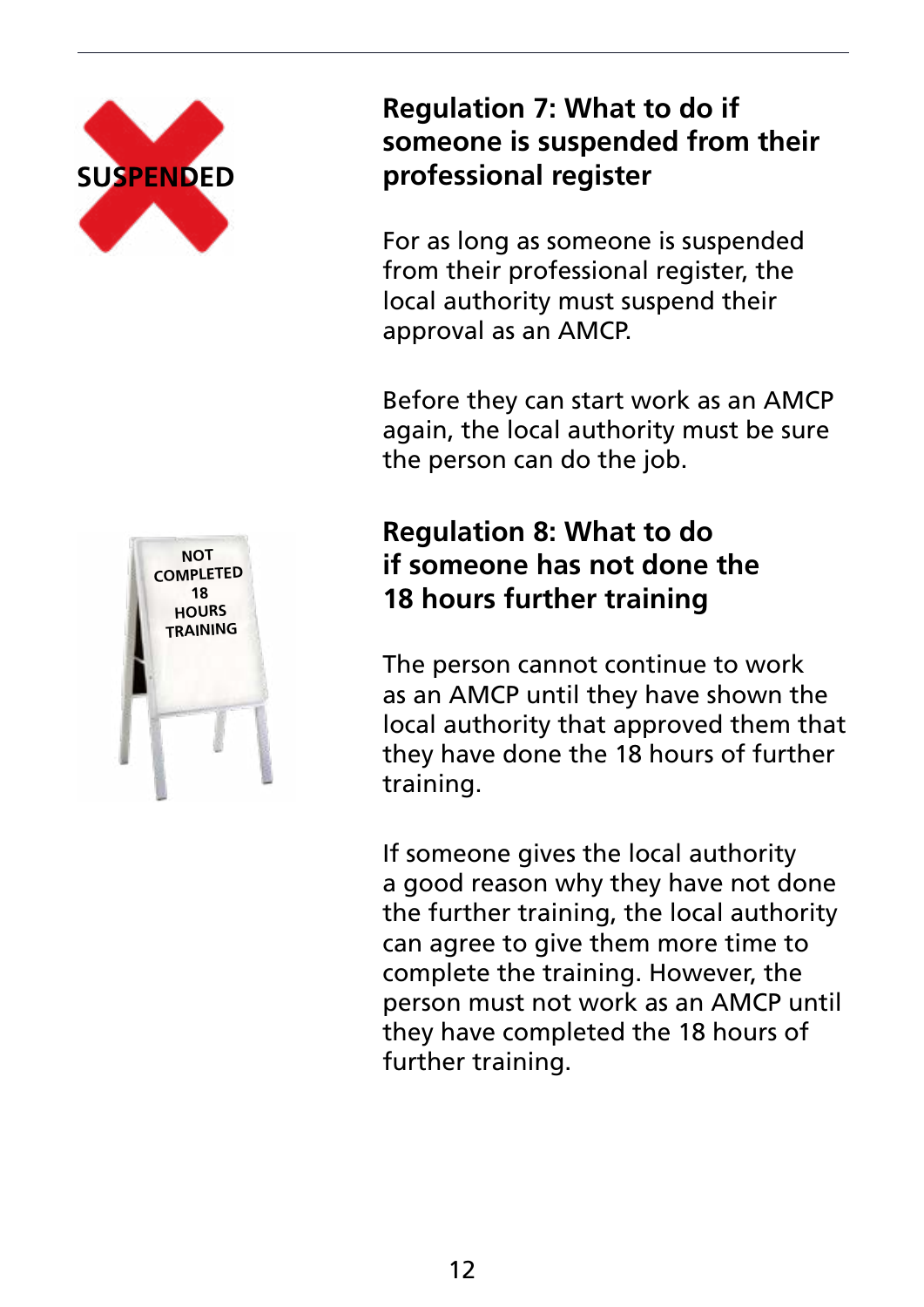## Regulation 7: What to do if someone is suspended from their professional register

For as long as someone is suspended from their professional register, the local authority must suspend their approval as an AMCP.

Before they can start work as an AMCP again, the local authority must be sure the person can do the job.

## Regulation 8: What to do if someone has not done the 18 hours further training

The person cannot continue to work as an AMCP until they have shown the local authority that approved them that they have done the 18 hours of further training.

If someone gives the local authority a good reason why they have not done the further training, the local authority can agree to give them more time to complete the training. However, the person must not work as an AMCP until they have completed the 18 hours of further training.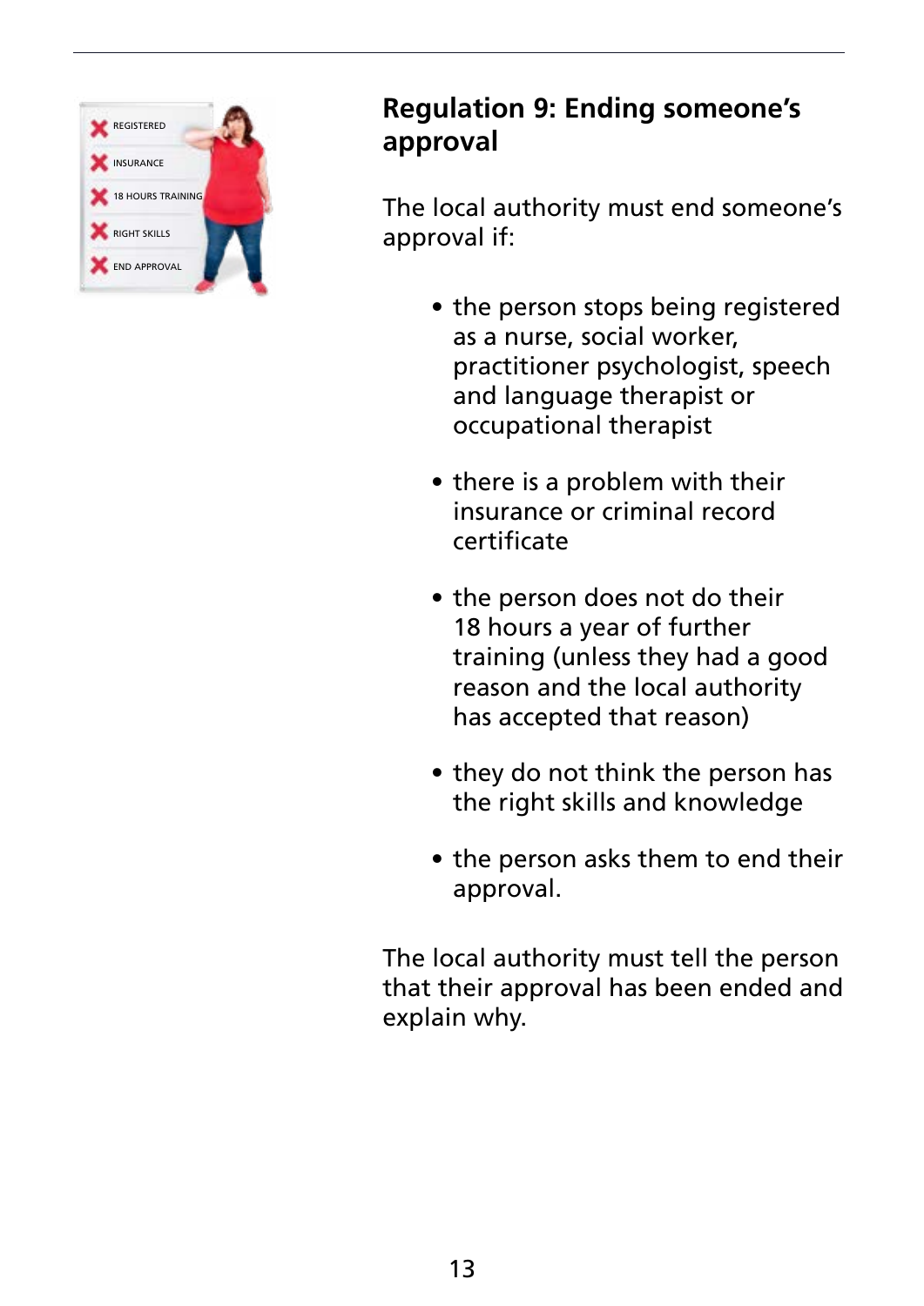## Regulation 9: Ending someone's approval

The local authority must end someone's approval if:

- the person stops being registered as a nurse, social worker, practitioner psychologist, speech and language therapist or occupational therapist
- there is a problem with their insurance or criminal record certificate
- the person does not do their 18 hours a year of further training (unless they had a good reason and the local authority has accepted that reason)
- they do not think the person has the right skills and knowledge
- the person asks them to end their approval.

The local authority must tell the person that their approval has been ended and explain why.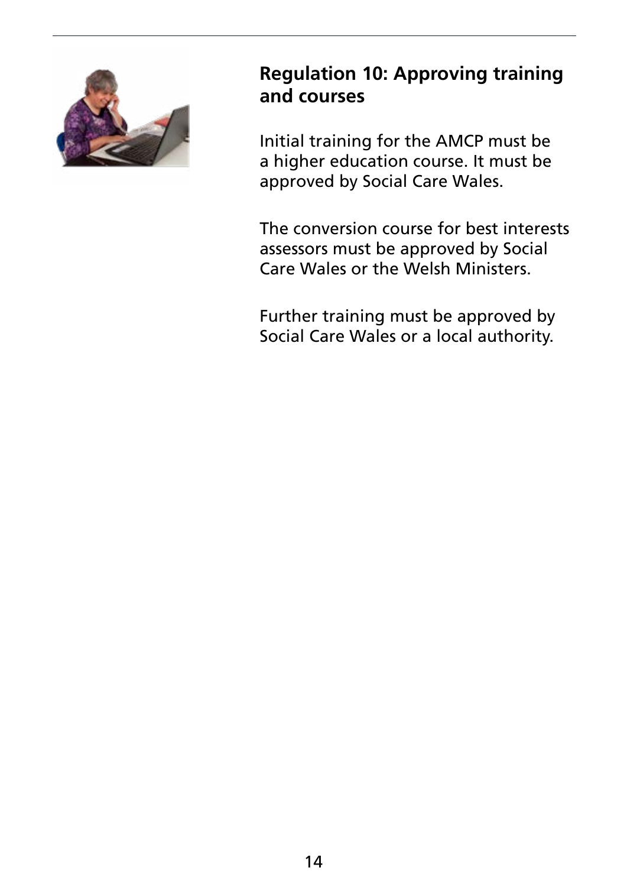## Regulation 10: Approving training and courses

Initial training for the AMCP must be a higher education course. It must be approved by Social Care Wales.

The conversion course for best interests assessors must be approved by Social Care Wales or the Welsh Ministers.

Further training must be approved by Social Care Wales or a local authority.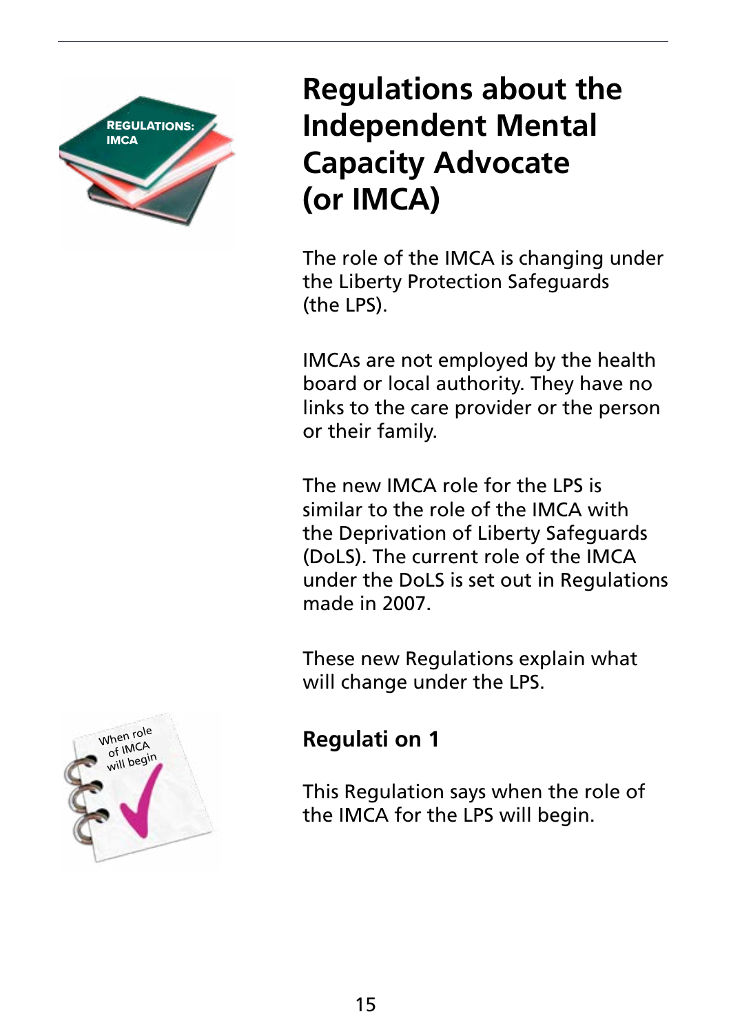# Regulations about the Independent Mental Capacity Advocate (or IMCA)

The role of the IMCA is changing under the Liberty Protection Safeguards (the LPS).

IMCAs are not employed by the health board or local authority. They have no links to the care provider or the person or their family.

The new IMCA role for the LPS is similar to the role of the IMCA with the Deprivation of Liberty Safeguards (DoLS). The current role of the IMCA under the DoLS is set out in Regulations made in 2007.

These new Regulations explain what will change under the LPS.

## Regulati on 1

This Regulation says when the role of the IMCA for the LPS will begin.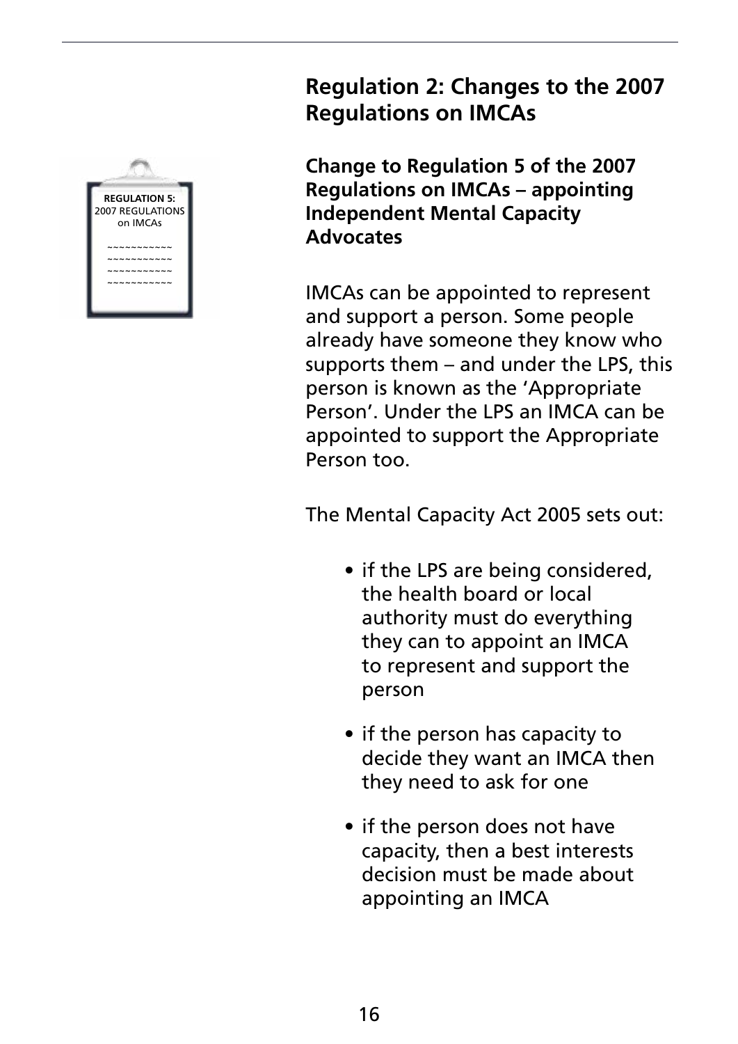## Regulation 2: Changes to the 2007 Regulations on IMCAs

**REGULATION 5:**
2007 REGULATIONS
on IMCAs

### Change to Regulation 5 of the 2007 Regulations on IMCAs – appointing Independent Mental Capacity Advocates

IMCAs can be appointed to represent and support a person. Some people already have someone they know who supports them – and under the LPS, this person is known as the 'Appropriate Person'. Under the LPS an IMCA can be appointed to support the Appropriate Person too.

The Mental Capacity Act 2005 sets out:

- if the LPS are being considered, the health board or local authority must do everything they can to appoint an IMCA to represent and support the person
- if the person has capacity to decide they want an IMCA then they need to ask for one
- if the person does not have capacity, then a best interests decision must be made about appointing an IMCA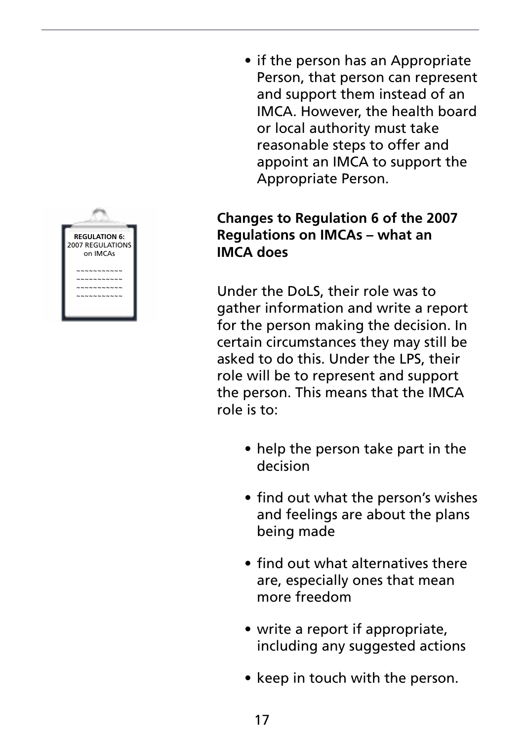- if the person has an Appropriate Person, that person can represent and support them instead of an IMCA. However, the health board or local authority must take reasonable steps to offer and appoint an IMCA to support the Appropriate Person.

**REGULATION 6: 2007 REGULATIONS on IMCAs**

### Changes to Regulation 6 of the 2007 Regulations on IMCAs – what an IMCA does

Under the DoLS, their role was to gather information and write a report for the person making the decision. In certain circumstances they may still be asked to do this. Under the LPS, their role will be to represent and support the person. This means that the IMCA role is to:

- help the person take part in the decision
- find out what the person's wishes and feelings are about the plans being made
- find out what alternatives there are, especially ones that mean more freedom
- write a report if appropriate, including any suggested actions
- keep in touch with the person.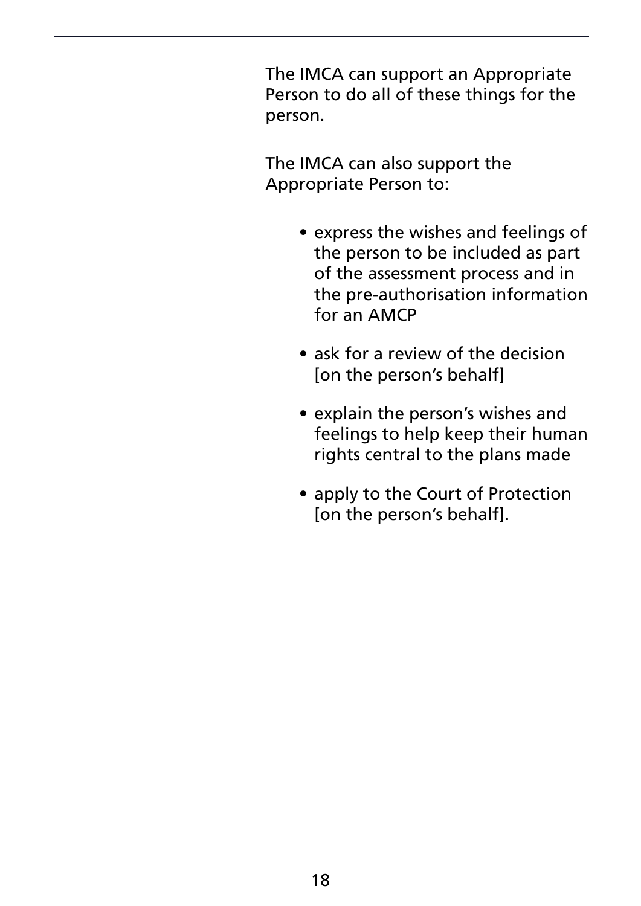The IMCA can support an Appropriate Person to do all of these things for the person.

The IMCA can also support the Appropriate Person to:

- express the wishes and feelings of the person to be included as part of the assessment process and in the pre-authorisation information for an AMCP
- ask for a review of the decision [on the person's behalf]
- explain the person's wishes and feelings to help keep their human rights central to the plans made
- apply to the Court of Protection [on the person's behalf].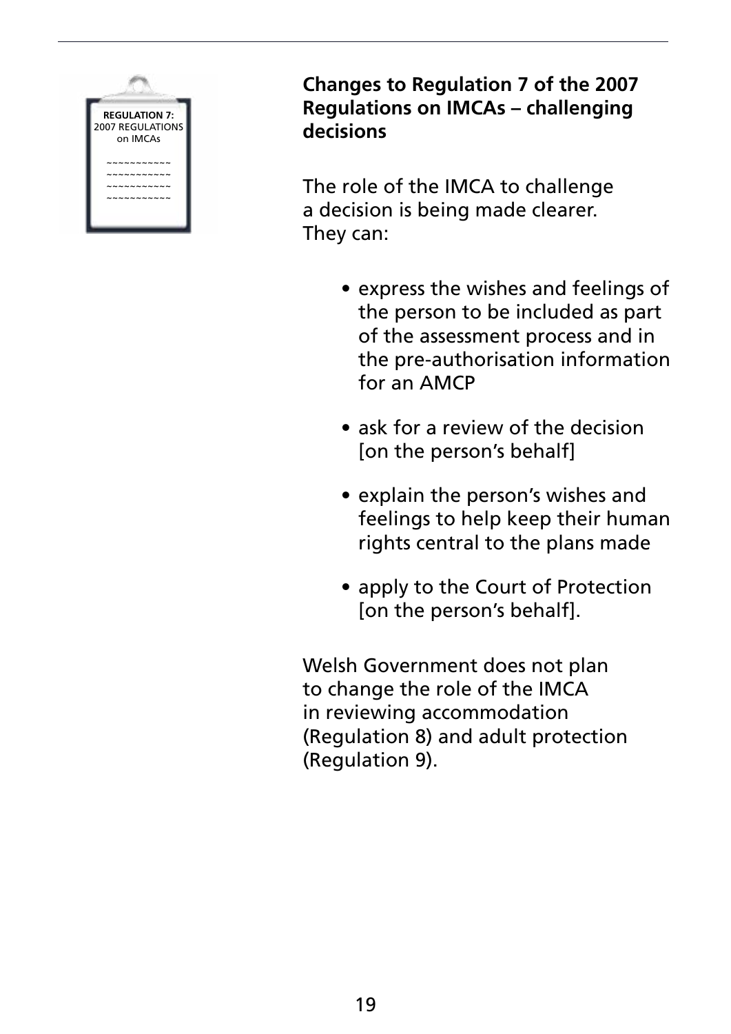**Changes to Regulation 7 of the 2007 Regulations on IMCAs – challenging decisions**

The role of the IMCA to challenge a decision is being made clearer. They can:

- express the wishes and feelings of the person to be included as part of the assessment process and in the pre-authorisation information for an AMCP
- ask for a review of the decision [on the person's behalf]
- explain the person's wishes and feelings to help keep their human rights central to the plans made
- apply to the Court of Protection [on the person's behalf].

Welsh Government does not plan to change the role of the IMCA in reviewing accommodation (Regulation 8) and adult protection (Regulation 9).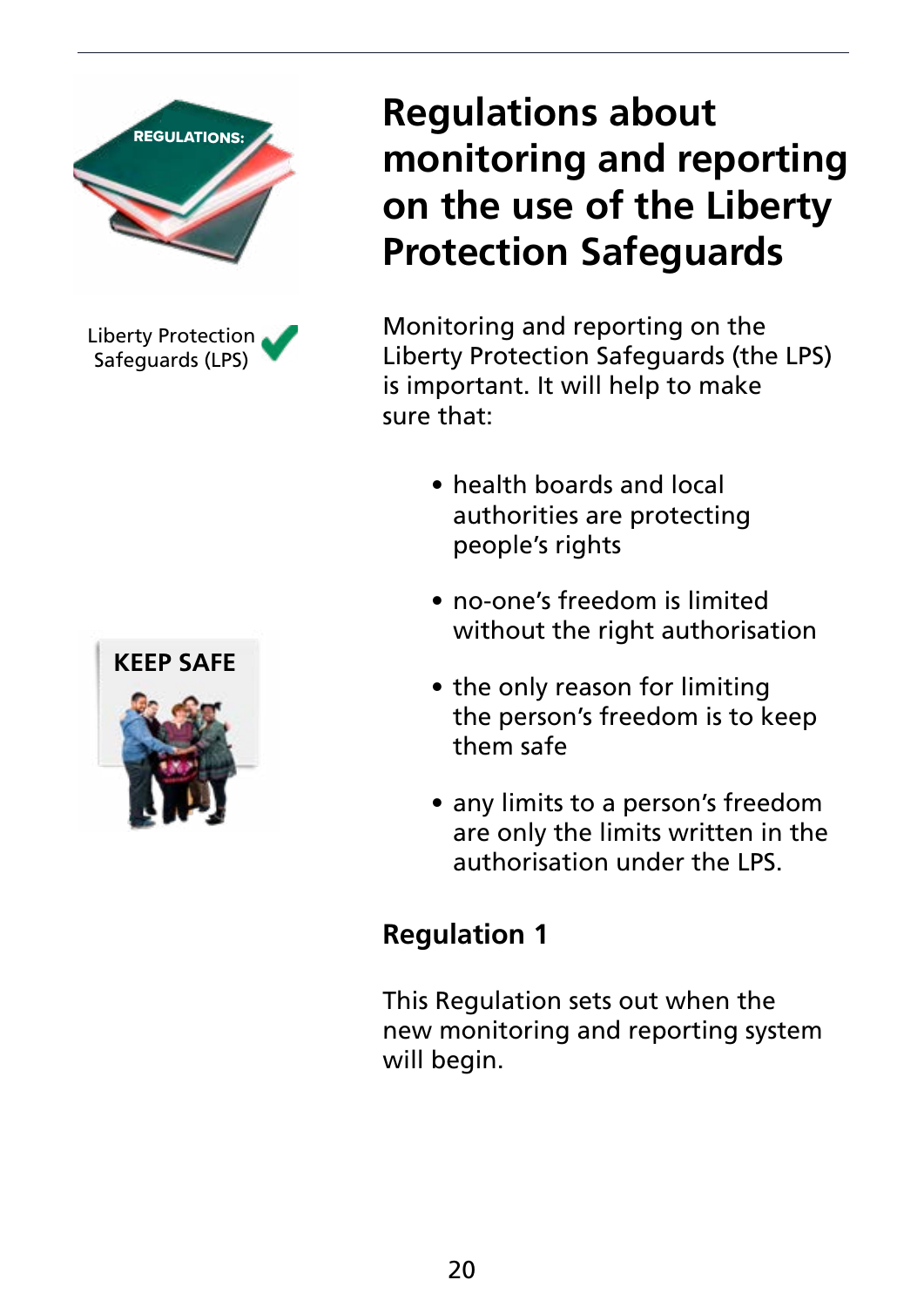Liberty Protection Safeguards (LPS)

# Regulations about monitoring and reporting on the use of the Liberty Protection Safeguards

Monitoring and reporting on the Liberty Protection Safeguards (the LPS) is important. It will help to make sure that:

KEEP SAFE

- health boards and local authorities are protecting people's rights
- no-one's freedom is limited without the right authorisation
- the only reason for limiting the person's freedom is to keep them safe
- any limits to a person's freedom are only the limits written in the authorisation under the LPS.

## Regulation 1

This Regulation sets out when the new monitoring and reporting system will begin.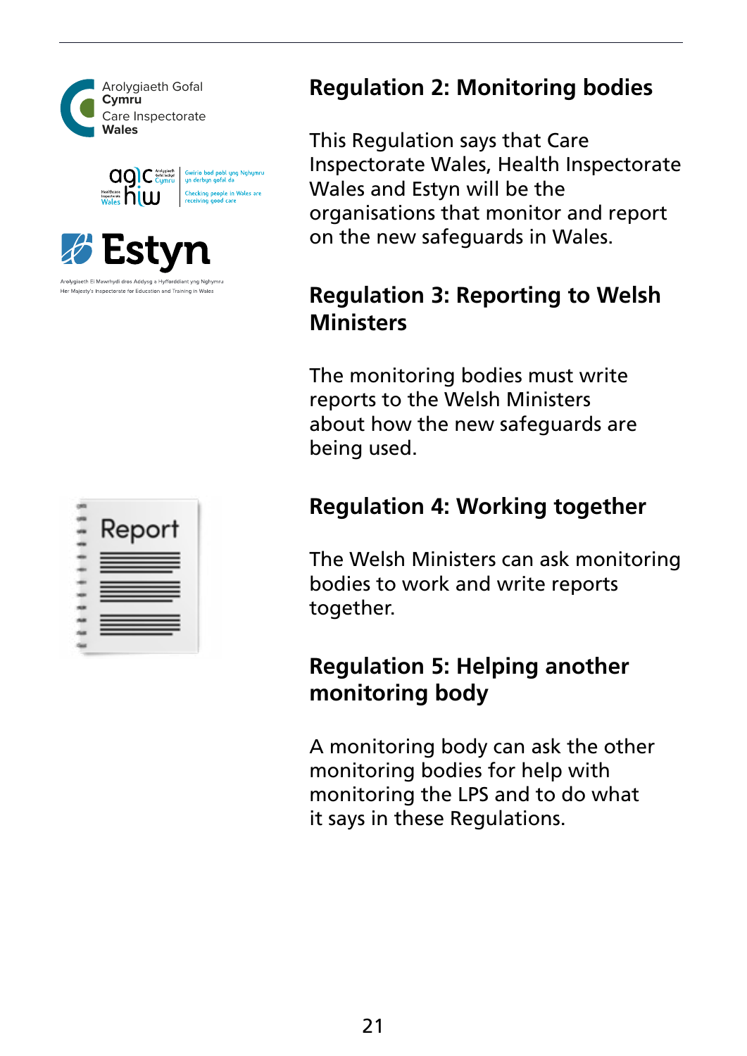## Regulation 2: Monitoring bodies

This Regulation says that Care Inspectorate Wales, Health Inspectorate Wales and Estyn will be the organisations that monitor and report on the new safeguards in Wales.

## Regulation 3: Reporting to Welsh Ministers

The monitoring bodies must write reports to the Welsh Ministers about how the new safeguards are being used.

## Regulation 4: Working together

The Welsh Ministers can ask monitoring bodies to work and write reports together.

## Regulation 5: Helping another monitoring body

A monitoring body can ask the other monitoring bodies for help with monitoring the LPS and to do what it says in these Regulations.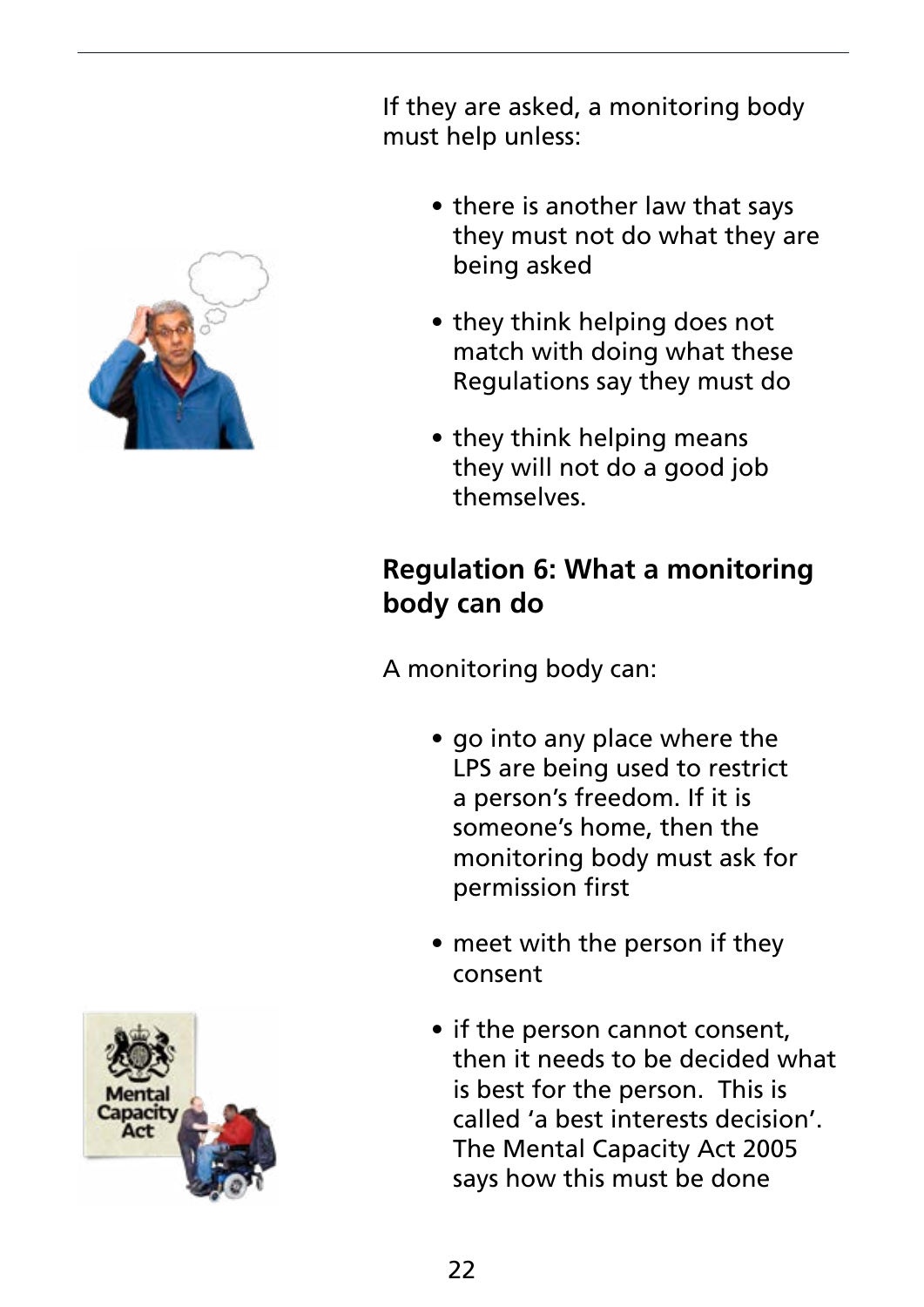If they are asked, a monitoring body must help unless:

- there is another law that says they must not do what they are being asked
- they think helping does not match with doing what these Regulations say they must do
- they think helping means they will not do a good job themselves.

## Regulation 6: What a monitoring body can do

A monitoring body can:

- go into any place where the LPS are being used to restrict a person's freedom. If it is someone's home, then the monitoring body must ask for permission first
- meet with the person if they consent
- if the person cannot consent, then it needs to be decided what is best for the person. This is called 'a best interests decision'. The Mental Capacity Act 2005 says how this must be done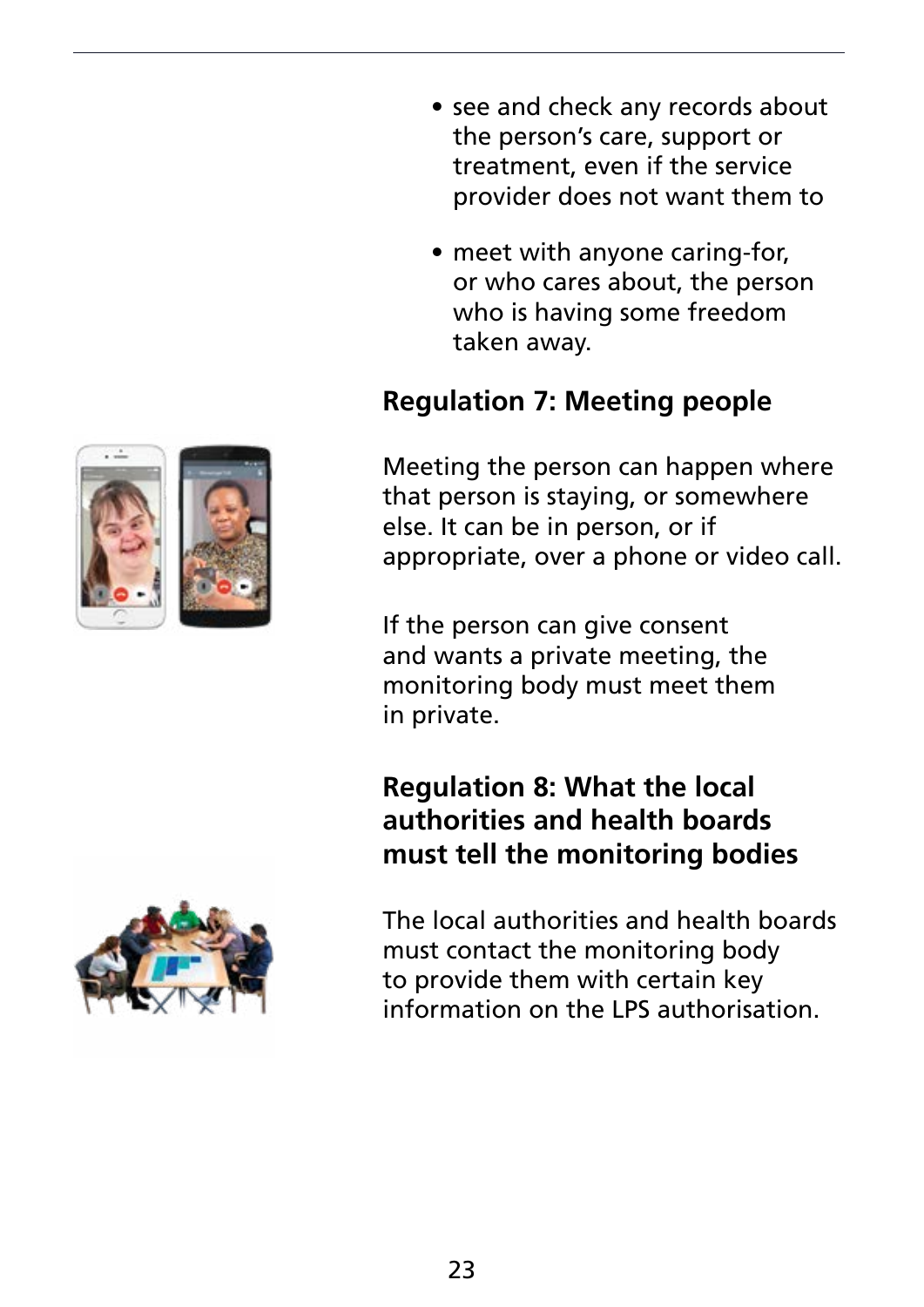- see and check any records about the person's care, support or treatment, even if the service provider does not want them to

- meet with anyone caring-for, or who cares about, the person who is having some freedom taken away.

## Regulation 7: Meeting people

Meeting the person can happen where that person is staying, or somewhere else. It can be in person, or if appropriate, over a phone or video call.

If the person can give consent and wants a private meeting, the monitoring body must meet them in private.

## Regulation 8: What the local authorities and health boards must tell the monitoring bodies

The local authorities and health boards must contact the monitoring body to provide them with certain key information on the LPS authorisation.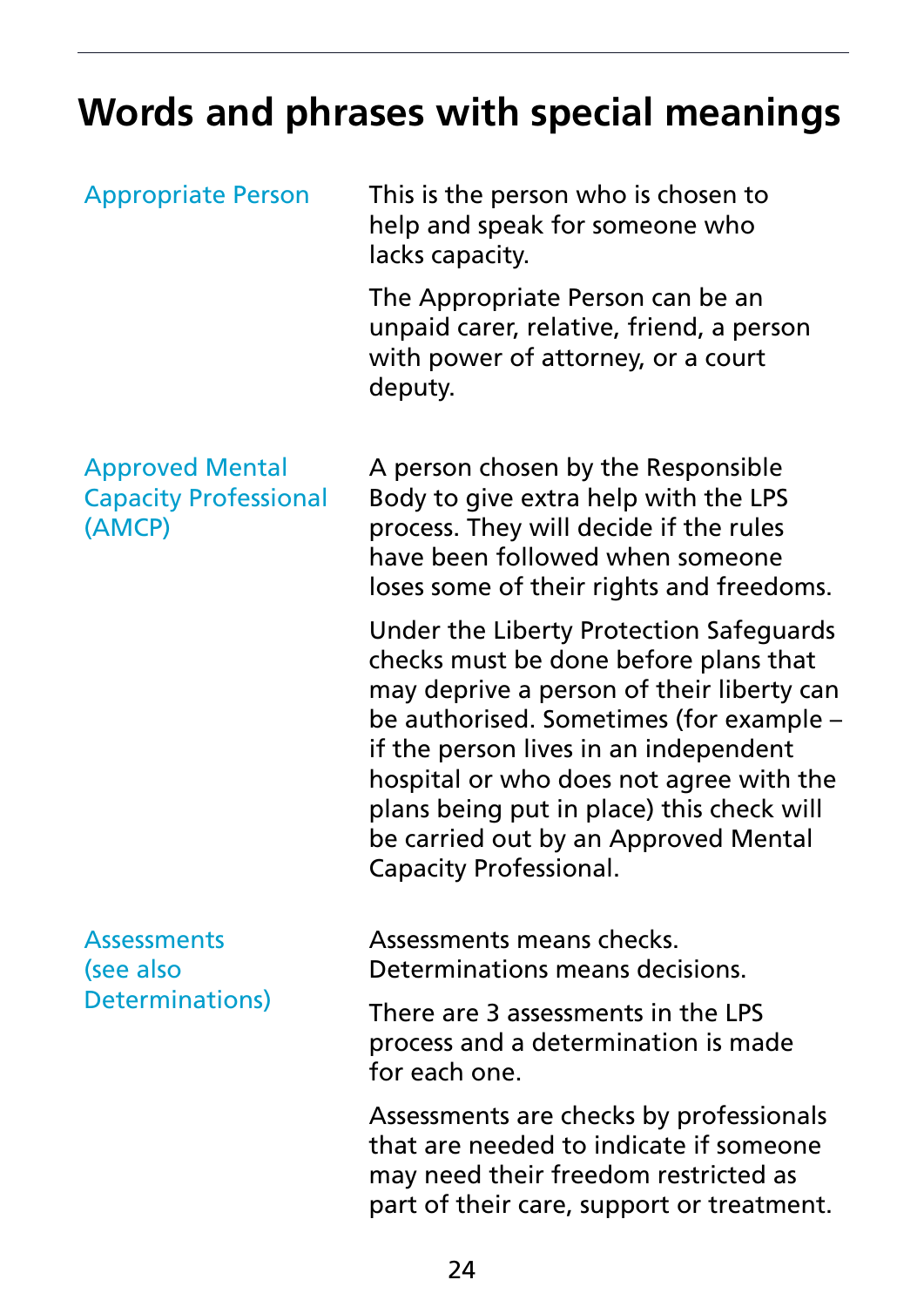# Words and phrases with special meanings

| | |
|---|---|
| Appropriate Person | This is the person who is chosen to help and speak for someone who lacks capacity.<br><br>The Appropriate Person can be an unpaid carer, relative, friend, a person with power of attorney, or a court deputy. |
| Approved Mental Capacity Professional (AMCP) | A person chosen by the Responsible Body to give extra help with the LPS process. They will decide if the rules have been followed when someone loses some of their rights and freedoms.<br><br>Under the Liberty Protection Safeguards checks must be done before plans that may deprive a person of their liberty can be authorised. Sometimes (for example – if the person lives in an independent hospital or who does not agree with the plans being put in place) this check will be carried out by an Approved Mental Capacity Professional. |
| Assessments (see also Determinations) | Assessments means checks. Determinations means decisions.<br><br>There are 3 assessments in the LPS process and a determination is made for each one.<br><br>Assessments are checks by professionals that are needed to indicate if someone may need their freedom restricted as part of their care, support or treatment. |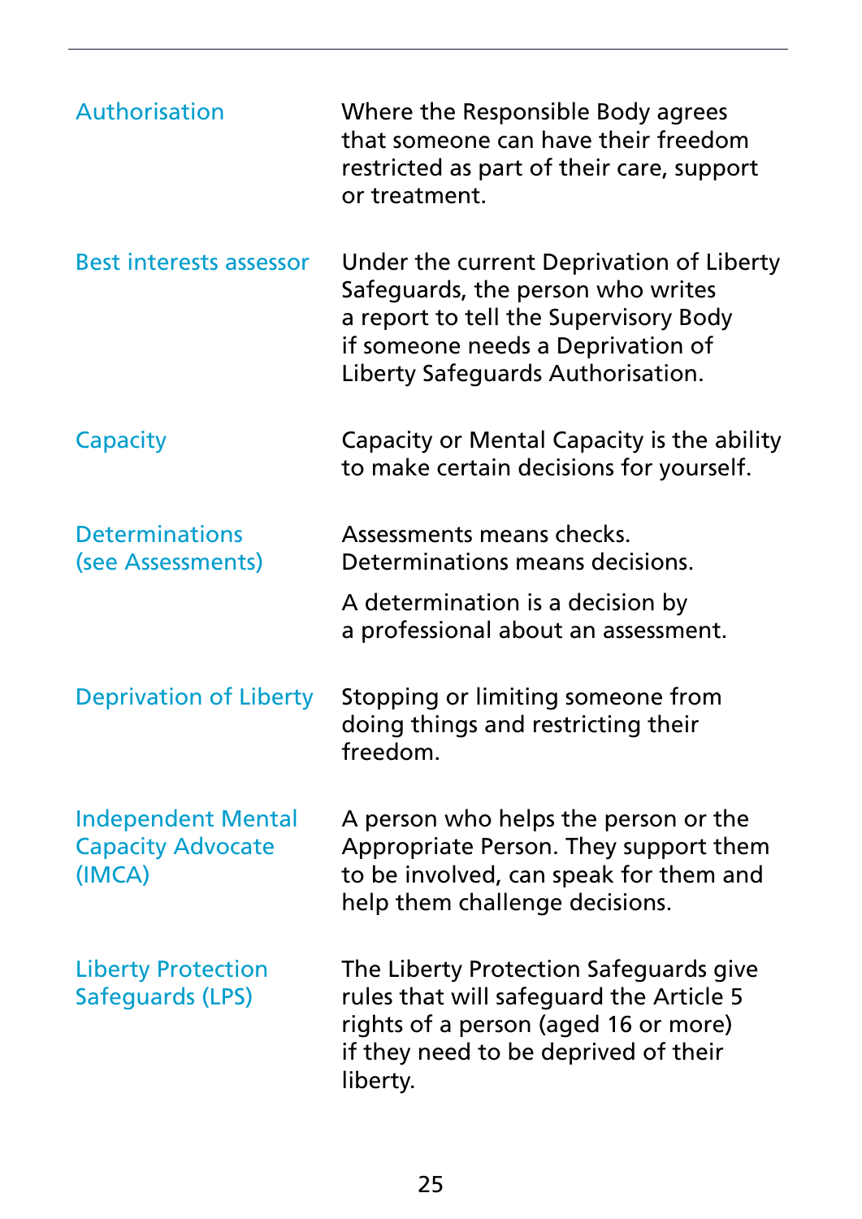| | |
|---|---|
| Authorisation | Where the Responsible Body agrees that someone can have their freedom restricted as part of their care, support or treatment. |
| Best interests assessor | Under the current Deprivation of Liberty Safeguards, the person who writes a report to tell the Supervisory Body if someone needs a Deprivation of Liberty Safeguards Authorisation. |
| Capacity | Capacity or Mental Capacity is the ability to make certain decisions for yourself. |
| Determinations (see Assessments) | Assessments means checks. Determinations means decisions.<br><br>A determination is a decision by a professional about an assessment. |
| Deprivation of Liberty | Stopping or limiting someone from doing things and restricting their freedom. |
| Independent Mental Capacity Advocate (IMCA) | A person who helps the person or the Appropriate Person. They support them to be involved, can speak for them and help them challenge decisions. |
| Liberty Protection Safeguards (LPS) | The Liberty Protection Safeguards give rules that will safeguard the Article 5 rights of a person (aged 16 or more) if they need to be deprived of their liberty. |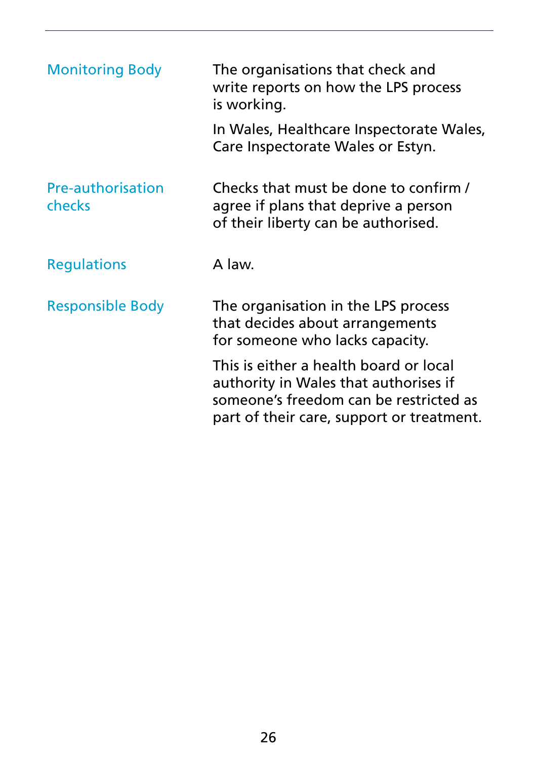| | |
|---|---|
| Monitoring Body | The organisations that check and write reports on how the LPS process is working.<br><br>In Wales, Healthcare Inspectorate Wales, Care Inspectorate Wales or Estyn. |
| Pre-authorisation checks | Checks that must be done to confirm / agree if plans that deprive a person of their liberty can be authorised. |
| Regulations | A law. |
| Responsible Body | The organisation in the LPS process that decides about arrangements for someone who lacks capacity.<br><br>This is either a health board or local authority in Wales that authorises if someone's freedom can be restricted as part of their care, support or treatment. |